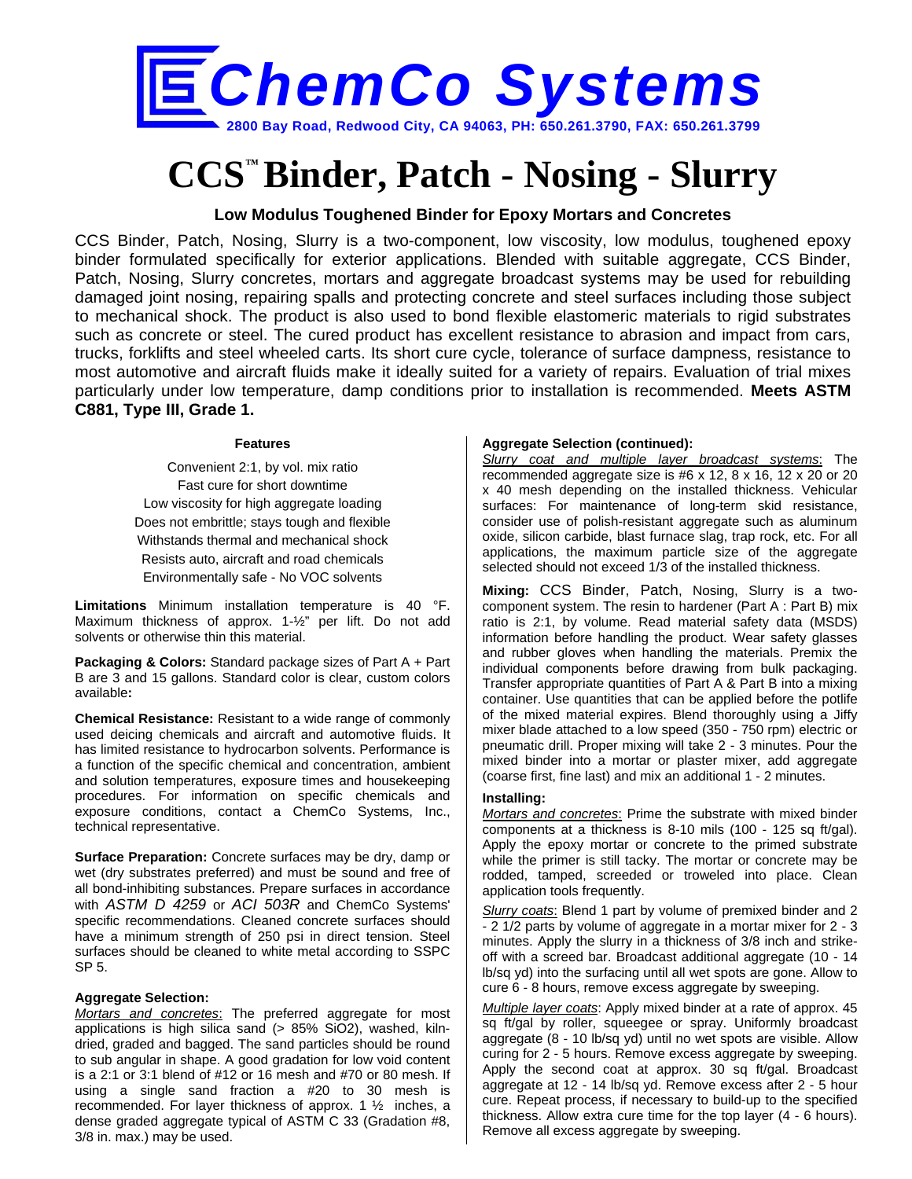# ChemCo Systems

**2800 Bay Road, Redwood City, CA 94063, PH: 650.261.3790, FAX: 650.261.3799**

# CCS™ Binder, Patch - Nosing - Slurry

### Low Modulus Toughened Binder for Epoxy Mortars and Concretes

CCS Binder, Patch, Nosing, Slurry is a two-component, low viscosity, low modulus, toughened epoxy binder formulated specifically for exterior applications. Blended with suitable aggregate, CCS Binder, Patch, Nosing, Slurry concretes, mortars and aggregate broadcast systems may be used for rebuilding damaged joint nosing, repairing spalls and protecting concrete and steel surfaces including those subject to mechanical shock. The product is also used to bond flexible elastomeric materials to rigid substrates such as concrete or steel. The cured product has excellent resistance to abrasion and impact from cars, trucks, forklifts and steel wheeled carts. Its short cure cycle, tolerance of surface dampness, resistance to most automotive and aircraft fluids make it ideally suited for a variety of repairs. Evaluation of trial mixes particularly under low temperature, damp conditions prior to installation is recommended. **Meets ASTM C881, Type III, Grade 1.**

#### Features

- Convenient 2:1, by vol. mix ratio
- Fast cure for short downtime
- Low viscosity for high aggregate loading
- Does not embrittle; stays tough and flexible
- Withstands thermal and mechanical shock
- Resists auto, aircraft and road chemicals
- Environmentally safe - No VOC solvents

**Limitations** Minimum installation temperature is 40 °F. Maximum thickness of approx. 1-½" per lift. Do not add solvents or otherwise thin this material.

**Packaging & Colors:** Standard package sizes of Part A + Part B are 3 and 15 gallons. Standard color is clear, custom colors available**:**

**Chemical Resistance:** Resistant to a wide range of commonly used deicing chemicals and aircraft and automotive fluids. It has limited resistance to hydrocarbon solvents. Performance is a function of the specific chemical and concentration, ambient and solution temperatures, exposure times and housekeeping procedures. For information on specific chemicals and exposure conditions, contact a ChemCo Systems, Inc., technical representative.

**Surface Preparation:** Concrete surfaces may be dry, damp or wet (dry substrates preferred) and must be sound and free of all bond-inhibiting substances. Prepare surfaces in accordance with *ASTM D 4259* or *ACI 503R* and ChemCo Systems' specific recommendations. Cleaned concrete surfaces should have a minimum strength of 250 psi in direct tension. Steel surfaces should be cleaned to white metal according to SSPC SP 5.

**Aggregate Selection:**

*Mortars and concretes*: The preferred aggregate for most applications is high silica sand (> 85% $SiO_2$), washed, kiln-dried, graded and bagged. The sand particles should be round to sub angular in shape. A good gradation for low void content is a 2:1 or 3:1 blend of #12 or 16 mesh and #70 or 80 mesh. If using a single sand fraction a #20 to 30 mesh is recommended. For layer thickness of approx. 1 ½ inches, a dense graded aggregate typical of ASTM C 33 (Gradation #8, 3/8 in. max.) may be used.

**Aggregate Selection (continued):**

*Slurry coat and multiple layer broadcast systems*: The recommended aggregate size is #6 x 12, 8 x 16, 12 x 20 or 20 x 40 mesh depending on the installed thickness. Vehicular surfaces: For maintenance of long-term skid resistance, consider use of polish-resistant aggregate such as aluminum oxide, silicon carbide, blast furnace slag, trap rock, etc. For all applications, the maximum particle size of the aggregate selected should not exceed 1/3 of the installed thickness.

**Mixing:** CCS Binder, Patch, Nosing, Slurry is a two-component system. The resin to hardener (Part A : Part B) mix ratio is 2:1, by volume. Read material safety data (MSDS) information before handling the product. Wear safety glasses and rubber gloves when handling the materials. Premix the individual components before drawing from bulk packaging. Transfer appropriate quantities of Part A & Part B into a mixing container. Use quantities that can be applied before the potlife of the mixed material expires. Blend thoroughly using a Jiffy mixer blade attached to a low speed (350 - 750 rpm) electric or pneumatic drill. Proper mixing will take 2 - 3 minutes. Pour the mixed binder into a mortar or plaster mixer, add aggregate (coarse first, fine last) and mix an additional 1 - 2 minutes.

**Installing:**

*Mortars and concretes*: Prime the substrate with mixed binder components at a thickness is 8-10 mils (100 - 125 sq ft/gal). Apply the epoxy mortar or concrete to the primed substrate while the primer is still tacky. The mortar or concrete may be rodded, tamped, screeded or troweled into place. Clean application tools frequently.

*Slurry coats*: Blend 1 part by volume of premixed binder and 2 - 2 1/2 parts by volume of aggregate in a mortar mixer for 2 - 3 minutes. Apply the slurry in a thickness of 3/8 inch and strike-off with a screed bar. Broadcast additional aggregate (10 - 14 lb/sq yd) into the surfacing until all wet spots are gone. Allow to cure 6 - 8 hours, remove excess aggregate by sweeping.

*Multiple layer coats*: Apply mixed binder at a rate of approx. 45 sq ft/gal by roller, squeegee or spray. Uniformly broadcast aggregate (8 - 10 lb/sq yd) until no wet spots are visible. Allow curing for 2 - 5 hours. Remove excess aggregate by sweeping. Apply the second coat at approx. 30 sq ft/gal. Broadcast aggregate at 12 - 14 lb/sq yd. Remove excess after 2 - 5 hour cure. Repeat process, if necessary to build-up to the specified thickness. Allow extra cure time for the top layer (4 - 6 hours). Remove all excess aggregate by sweeping.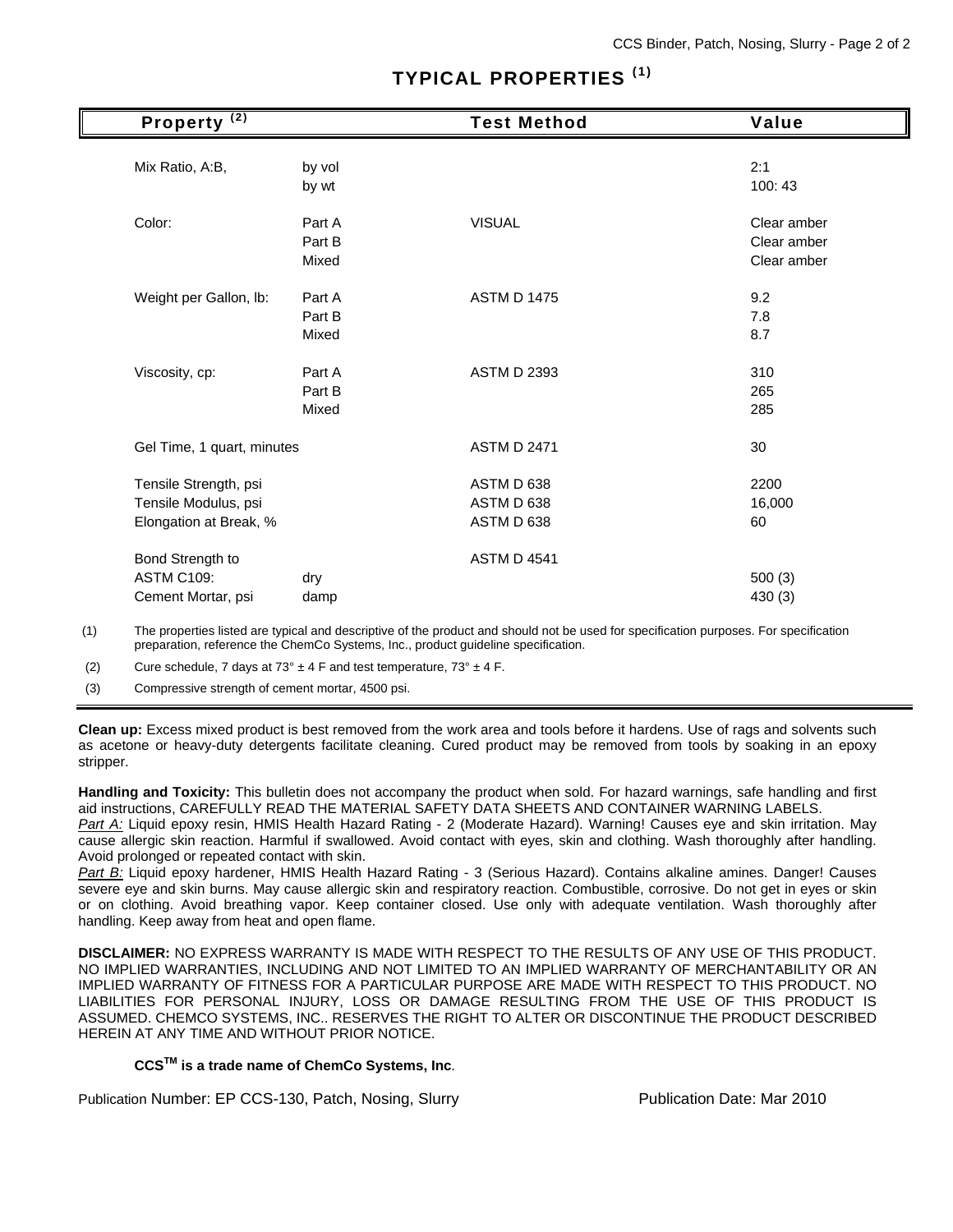# TYPICAL PROPERTIES [1]

| Property [2] | | Test Method | Value |
|---|---|---|---|
| Mix Ratio, A:B, | by vol | | 2:1 |
| | by wt | | 100: 43 |
| Color: | Part A | VISUAL | Clear amber |
| | Part B | | Clear amber |
| | Mixed | | Clear amber |
| Weight per Gallon, lb: | Part A | ASTM D 1475 | 9.2 |
| | Part B | | 7.8 |
| | Mixed | | 8.7 |
| Viscosity, cp: | Part A | ASTM D 2393 | 310 |
| | Part B | | 265 |
| | Mixed | | 285 |
| Gel Time, 1 quart, minutes | | ASTM D 2471 | 30 |
| Tensile Strength, psi | | ASTM D 638 | 2200 |
| Tensile Modulus, psi | | ASTM D 638 | 16,000 |
| Elongation at Break, % | | ASTM D 638 | 60 |
| Bond Strength to | | ASTM D 4541 | |
| ASTM C109: | dry | | 500 (3) |
| Cement Mortar, psi | damp | | 430 (3) |

(1) The properties listed are typical and descriptive of the product and should not be used for specification purposes. For specification preparation, reference the ChemCo Systems, Inc., product guideline specification.

(2) Cure schedule, 7 days at 73° ± 4 F and test temperature, 73° ± 4 F.

(3) Compressive strength of cement mortar, 4500 psi.

**Clean up:** Excess mixed product is best removed from the work area and tools before it hardens. Use of rags and solvents such as acetone or heavy-duty detergents facilitate cleaning. Cured product may be removed from tools by soaking in an epoxy stripper.

**Handling and Toxicity:** This bulletin does not accompany the product when sold. For hazard warnings, safe handling and first aid instructions, CAREFULLY READ THE MATERIAL SAFETY DATA SHEETS AND CONTAINER WARNING LABELS.
*Part A:* Liquid epoxy resin, HMIS Health Hazard Rating - 2 (Moderate Hazard). Warning! Causes eye and skin irritation. May cause allergic skin reaction. Harmful if swallowed. Avoid contact with eyes, skin and clothing. Wash thoroughly after handling. Avoid prolonged or repeated contact with skin.
*Part B:* Liquid epoxy hardener, HMIS Health Hazard Rating - 3 (Serious Hazard). Contains alkaline amines. Danger! Causes severe eye and skin burns. May cause allergic skin and respiratory reaction. Combustible, corrosive. Do not get in eyes or skin or on clothing. Avoid breathing vapor. Keep container closed. Use only with adequate ventilation. Wash thoroughly after handling. Keep away from heat and open flame.

**DISCLAIMER:** NO EXPRESS WARRANTY IS MADE WITH RESPECT TO THE RESULTS OF ANY USE OF THIS PRODUCT. NO IMPLIED WARRANTIES, INCLUDING AND NOT LIMITED TO AN IMPLIED WARRANTY OF MERCHANTABILITY OR AN IMPLIED WARRANTY OF FITNESS FOR A PARTICULAR PURPOSE ARE MADE WITH RESPECT TO THIS PRODUCT. NO LIABILITIES FOR PERSONAL INJURY, LOSS OR DAMAGE RESULTING FROM THE USE OF THIS PRODUCT IS ASSUMED. CHEMCO SYSTEMS, INC.. RESERVES THE RIGHT TO ALTER OR DISCONTINUE THE PRODUCT DESCRIBED HEREIN AT ANY TIME AND WITHOUT PRIOR NOTICE.

**CCS™ is a trade name of ChemCo Systems, Inc**.

Publication Number: EP CCS-130, Patch, Nosing, Slurry — Publication Date: Mar 2010